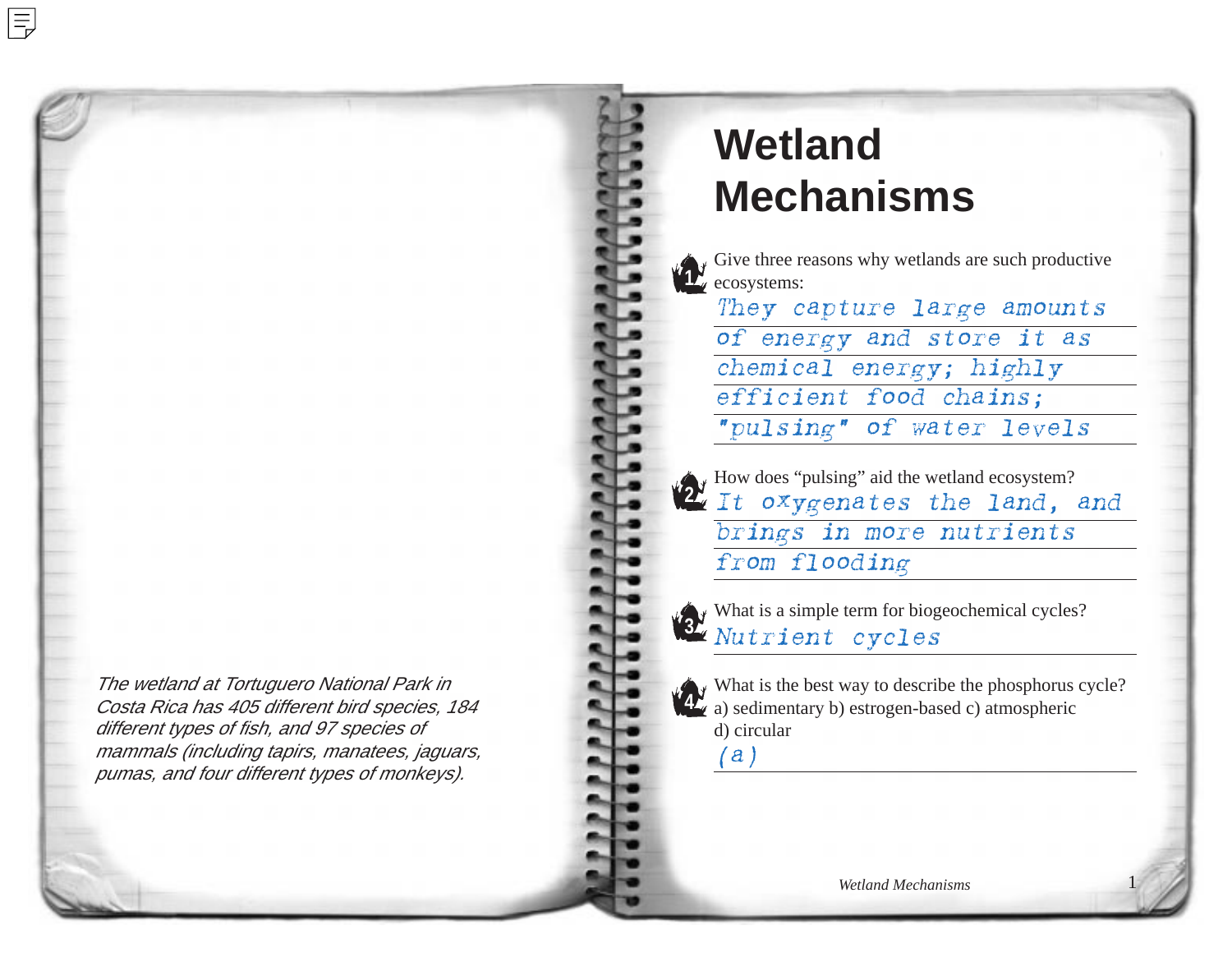*The wetland at Tortuguero National Park in Costa Rica has 405 different bird species, 184 different types of fish, and 97 species of mammals (including tapirs, manatees, jaguars, pumas, and four different types of monkeys).*

# Wetland Mechanisms

1. Give three reasons why wetlands are such productive ecosystems:

   They capture large amounts of energy and store it as chemical energy; highly efficient food chains; "pulsing" of water levels

2. How does "pulsing" aid the wetland ecosystem?

   It oxygenates the land, and brings in more nutrients from flooding

3. What is a simple term for biogeochemical cycles?

   Nutrient cycles

4. What is the best way to describe the phosphorus cycle?
   a) sedimentary b) estrogen-based c) atmospheric
   d) circular

   (a)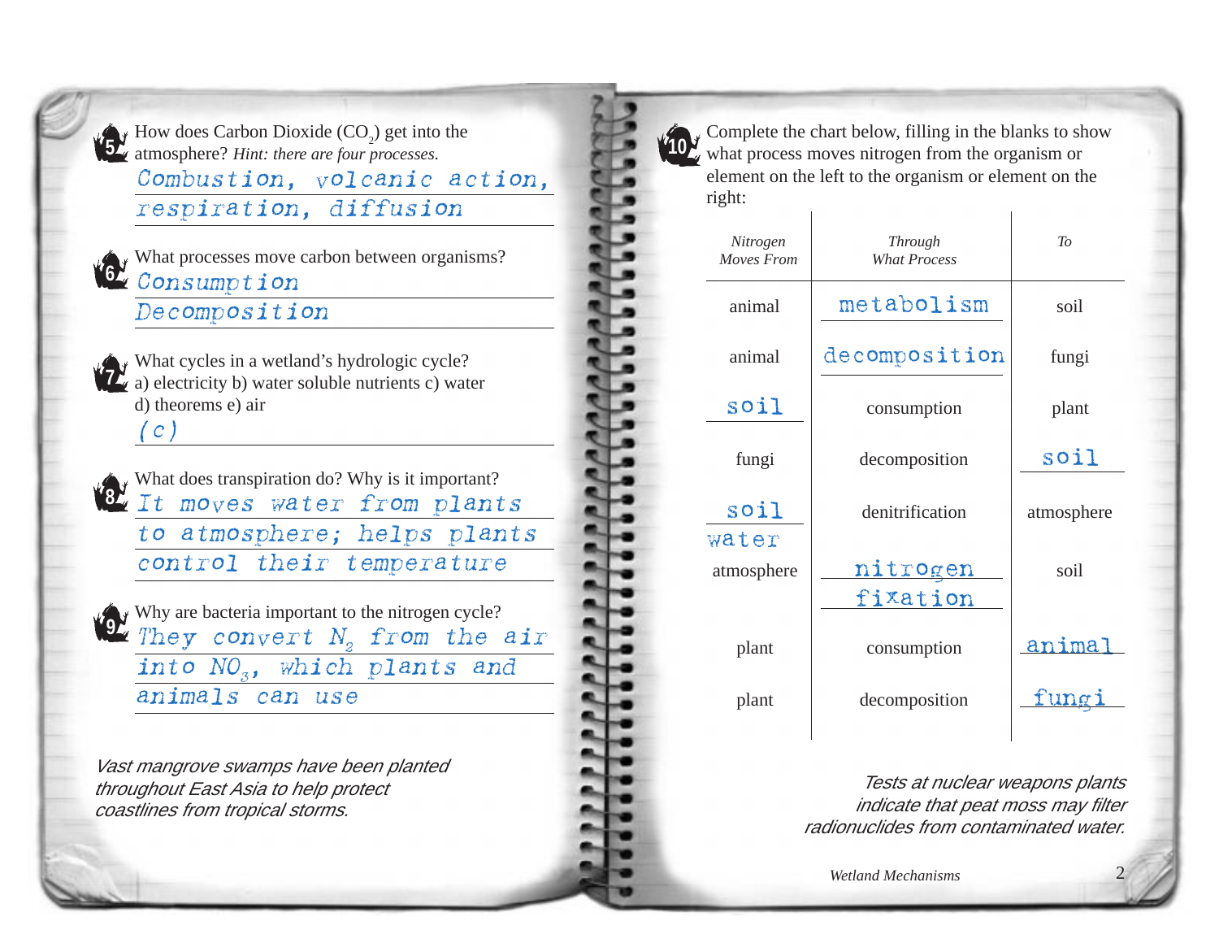**5.** How does Carbon Dioxide ($CO_2$) get into the atmosphere? *Hint: there are four processes.*

Combustion, volcanic action, respiration, diffusion

**6.** What processes move carbon between organisms?

Consumption
Decomposition

**7.** What cycles in a wetland's hydrologic cycle?
a) electricity b) water soluble nutrients c) water d) theorems e) air

(c)

**8.** What does transpiration do? Why is it important?

It moves water from plants to atmosphere; helps plants control their temperature

**9.** Why are bacteria important to the nitrogen cycle?

They convert $N_2$ from the air into $NO_3$, which plants and animals can use

*Vast mangrove swamps have been planted throughout East Asia to help protect coastlines from tropical storms.*

**10.** Complete the chart below, filling in the blanks to show what process moves nitrogen from the organism or element on the left to the organism or element on the right:

| *Nitrogen Moves From* | *Through What Process* | *To* |
|---|---|---|
| animal | metabolism | soil |
| animal | decomposition | fungi |
| soil | consumption | plant |
| fungi | decomposition | soil |
| soil / water | denitrification | atmosphere |
| atmosphere | nitrogen fixation | soil |
| plant | consumption | animal |
| plant | decomposition | fungi |

*Tests at nuclear weapons plants indicate that peat moss may filter radionuclides from contaminated water.*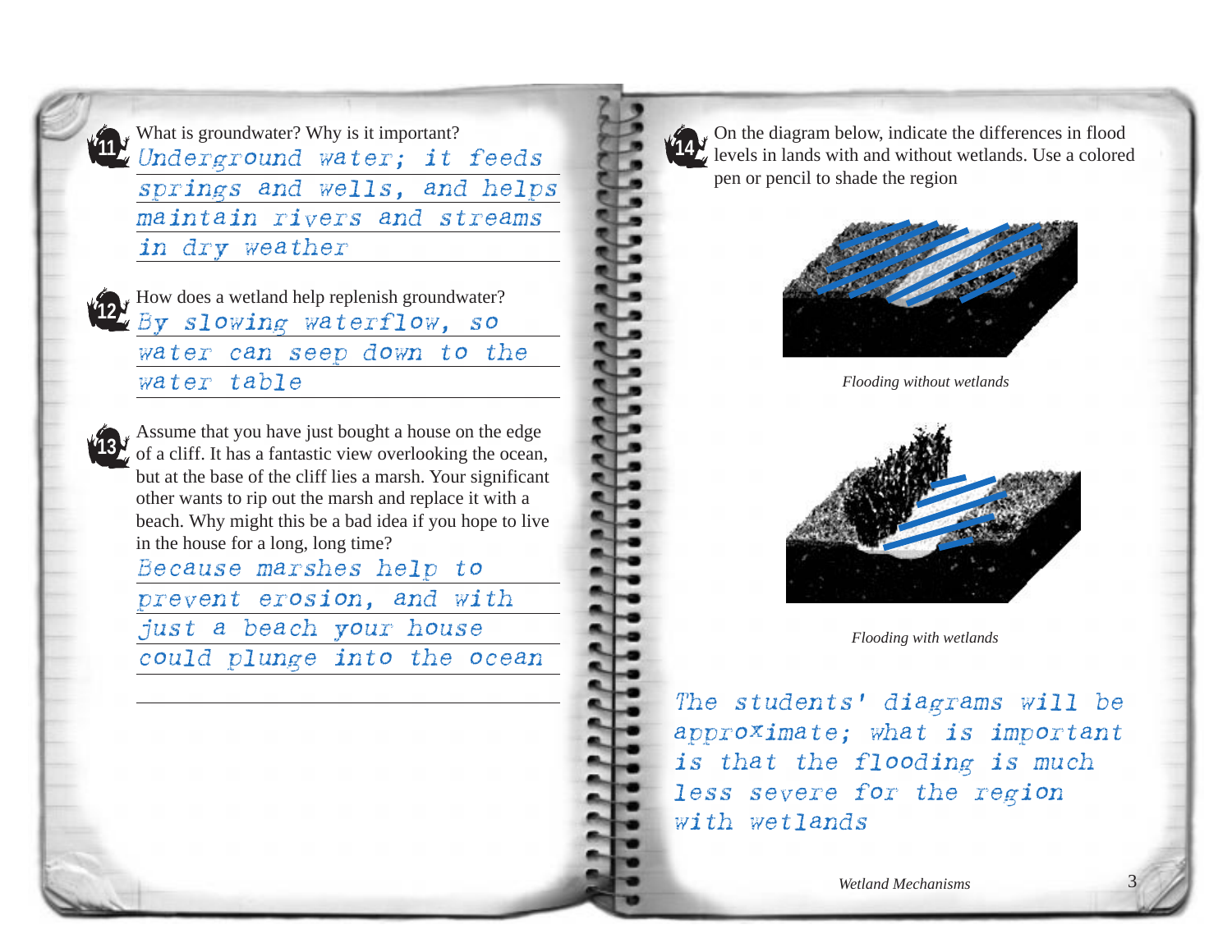11 What is groundwater? Why is it important?

*Underground water; it feeds springs and wells, and helps maintain rivers and streams in dry weather*

12 How does a wetland help replenish groundwater?

*By slowing waterflow, so water can seep down to the water table*

13 Assume that you have just bought a house on the edge of a cliff. It has a fantastic view overlooking the ocean, but at the base of the cliff lies a marsh. Your significant other wants to rip out the marsh and replace it with a beach. Why might this be a bad idea if you hope to live in the house for a long, long time?

*Because marshes help to prevent erosion, and with just a beach your house could plunge into the ocean*

14 On the diagram below, indicate the differences in flood levels in lands with and without wetlands. Use a colored pen or pencil to shade the region

*Flooding without wetlands*

*Flooding with wetlands*

*The students' diagrams will be approximate; what is important is that the flooding is much less severe for the region with wetlands*

*Wetland Mechanisms*